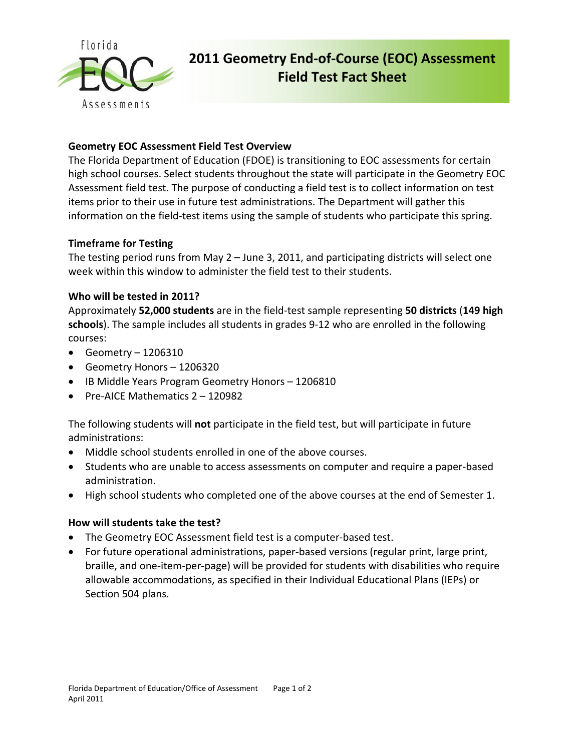# 2011 Geometry End-of-Course (EOC) Assessment Field Test Fact Sheet

## Geometry EOC Assessment Field Test Overview

The Florida Department of Education (FDOE) is transitioning to EOC assessments for certain high school courses. Select students throughout the state will participate in the Geometry EOC Assessment field test. The purpose of conducting a field test is to collect information on test items prior to their use in future test administrations. The Department will gather this information on the field-test items using the sample of students who participate this spring.

## Timeframe for Testing

The testing period runs from May 2 – June 3, 2011, and participating districts will select one week within this window to administer the field test to their students.

## Who will be tested in 2011?

Approximately **52,000 students** are in the field-test sample representing **50 districts** (**149 high schools**). The sample includes all students in grades 9-12 who are enrolled in the following courses:

- Geometry – 1206310
- Geometry Honors – 1206320
- IB Middle Years Program Geometry Honors – 1206810
- Pre-AICE Mathematics 2 – 120982

The following students will **not** participate in the field test, but will participate in future administrations:

- Middle school students enrolled in one of the above courses.
- Students who are unable to access assessments on computer and require a paper-based administration.
- High school students who completed one of the above courses at the end of Semester 1.

## How will students take the test?

- The Geometry EOC Assessment field test is a computer-based test.
- For future operational administrations, paper-based versions (regular print, large print, braille, and one-item-per-page) will be provided for students with disabilities who require allowable accommodations, as specified in their Individual Educational Plans (IEPs) or Section 504 plans.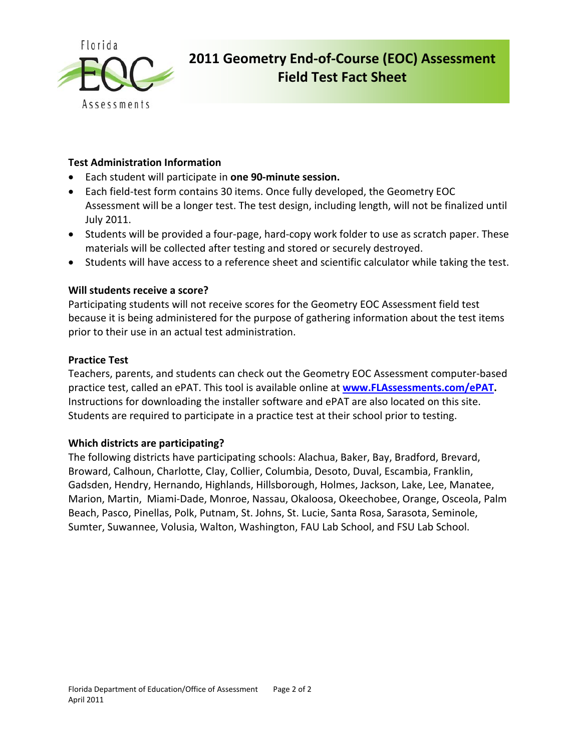# 2011 Geometry End-of-Course (EOC) Assessment Field Test Fact Sheet

## Test Administration Information

- Each student will participate in **one 90-minute session.**
- Each field-test form contains 30 items. Once fully developed, the Geometry EOC Assessment will be a longer test. The test design, including length, will not be finalized until July 2011.
- Students will be provided a four-page, hard-copy work folder to use as scratch paper. These materials will be collected after testing and stored or securely destroyed.
- Students will have access to a reference sheet and scientific calculator while taking the test.

## Will students receive a score?

Participating students will not receive scores for the Geometry EOC Assessment field test because it is being administered for the purpose of gathering information about the test items prior to their use in an actual test administration.

## Practice Test

Teachers, parents, and students can check out the Geometry EOC Assessment computer-based practice test, called an ePAT. This tool is available online at **[www.FLAssessments.com/ePAT](http://www.FLAssessments.com/ePAT).** Instructions for downloading the installer software and ePAT are also located on this site. Students are required to participate in a practice test at their school prior to testing.

## Which districts are participating?

The following districts have participating schools: Alachua, Baker, Bay, Bradford, Brevard, Broward, Calhoun, Charlotte, Clay, Collier, Columbia, Desoto, Duval, Escambia, Franklin, Gadsden, Hendry, Hernando, Highlands, Hillsborough, Holmes, Jackson, Lake, Lee, Manatee, Marion, Martin, Miami-Dade, Monroe, Nassau, Okaloosa, Okeechobee, Orange, Osceola, Palm Beach, Pasco, Pinellas, Polk, Putnam, St. Johns, St. Lucie, Santa Rosa, Sarasota, Seminole, Sumter, Suwannee, Volusia, Walton, Washington, FAU Lab School, and FSU Lab School.

Florida Department of Education/Office of Assessment
April 2011